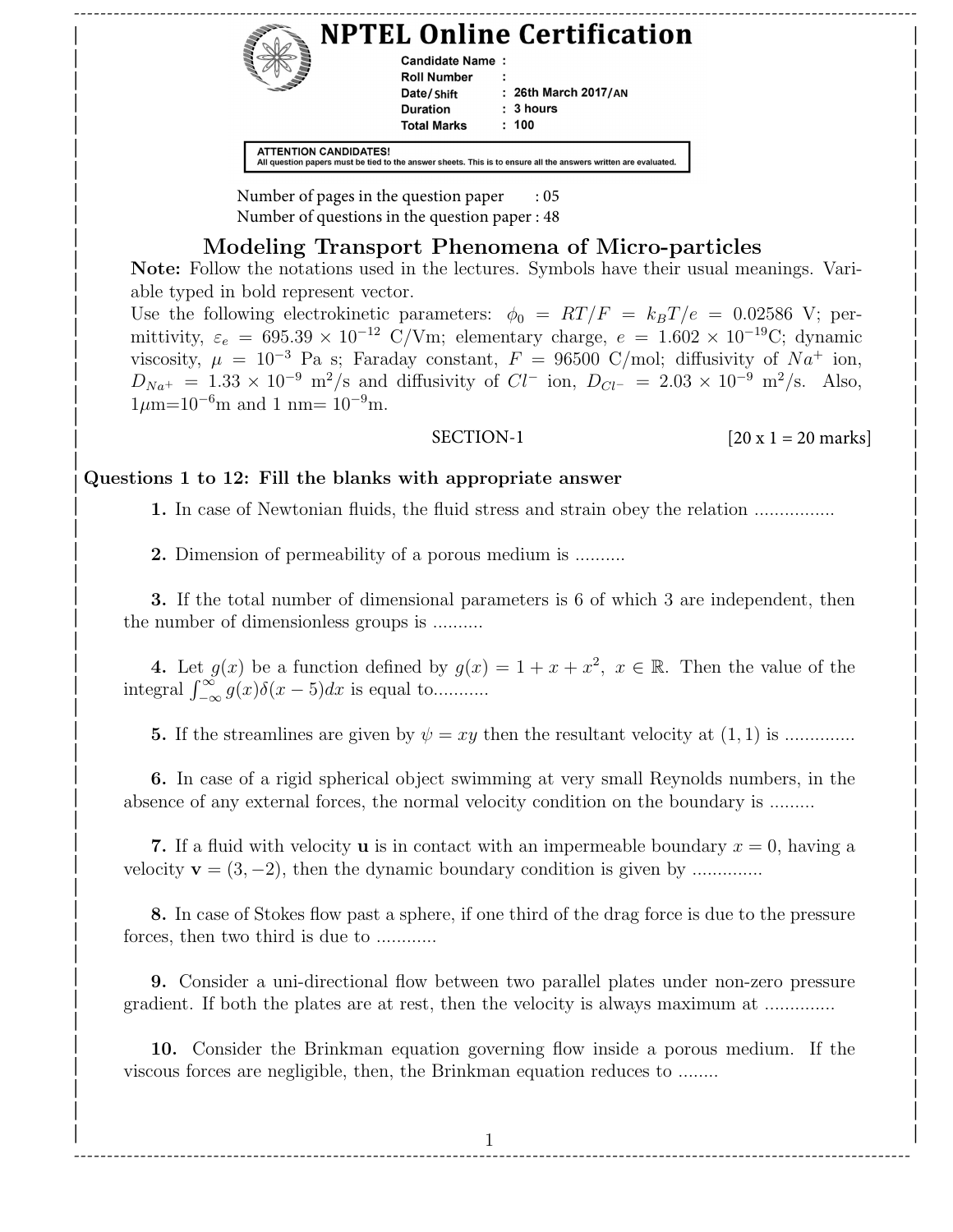# NPTEL Online Certification

**Candidate Name :**
**Roll Number :**
**Date/Shift : 26th March 2017/AN**
**Duration : 3 hours**
**Total Marks : 100**

**ATTENTION CANDIDATES!**
All question papers must be tied to the answer sheets. This is to ensure all the answers written are evaluated.

Number of pages in the question paper : 05
Number of questions in the question paper : 48

## Modeling Transport Phenomena of Micro-particles

**Note:** Follow the notations used in the lectures. Symbols have their usual meanings. Variable typed in bold represent vector.
Use the following electrokinetic parameters: $\phi_0 = RT/F = k_B T/e = 0.02586$ V; permittivity, $\varepsilon_e = 695.39 \times 10^{-12}$ C/Vm; elementary charge, $e = 1.602 \times 10^{-19}$C; dynamic viscosity, $\mu = 10^{-3}$ Pa s; Faraday constant, $F = 96500$ C/mol; diffusivity of $Na^+$ ion, $D_{Na^+} = 1.33 \times 10^{-9}$ m$^2$/s and diffusivity of $Cl^-$ ion, $D_{Cl^-} = 2.03 \times 10^{-9}$ m$^2$/s. Also, 1$\mu$m=$10^{-6}$m and 1 nm= $10^{-9}$m.

SECTION-1 [20 x 1 = 20 marks]

**Questions 1 to 12: Fill the blanks with appropriate answer**

**1.** In case of Newtonian fluids, the fluid stress and strain obey the relation ................

**2.** Dimension of permeability of a porous medium is ..........

**3.** If the total number of dimensional parameters is 6 of which 3 are independent, then the number of dimensionless groups is ..........

**4.** Let $g(x)$ be a function defined by $g(x) = 1 + x + x^2,\ x \in \mathbb{R}$. Then the value of the integral $\int_{-\infty}^{\infty} g(x)\delta(x-5)dx$ is equal to...........

**5.** If the streamlines are given by $\psi = xy$ then the resultant velocity at $(1, 1)$ is ..............

**6.** In case of a rigid spherical object swimming at very small Reynolds numbers, in the absence of any external forces, the normal velocity condition on the boundary is .........

**7.** If a fluid with velocity $\mathbf{u}$ is in contact with an impermeable boundary $x = 0$, having a velocity $\mathbf{v} = (3, -2)$, then the dynamic boundary condition is given by ..............

**8.** In case of Stokes flow past a sphere, if one third of the drag force is due to the pressure forces, then two third is due to ............

**9.** Consider a uni-directional flow between two parallel plates under non-zero pressure gradient. If both the plates are at rest, then the velocity is always maximum at ..............

**10.** Consider the Brinkman equation governing flow inside a porous medium. If the viscous forces are negligible, then, the Brinkman equation reduces to ........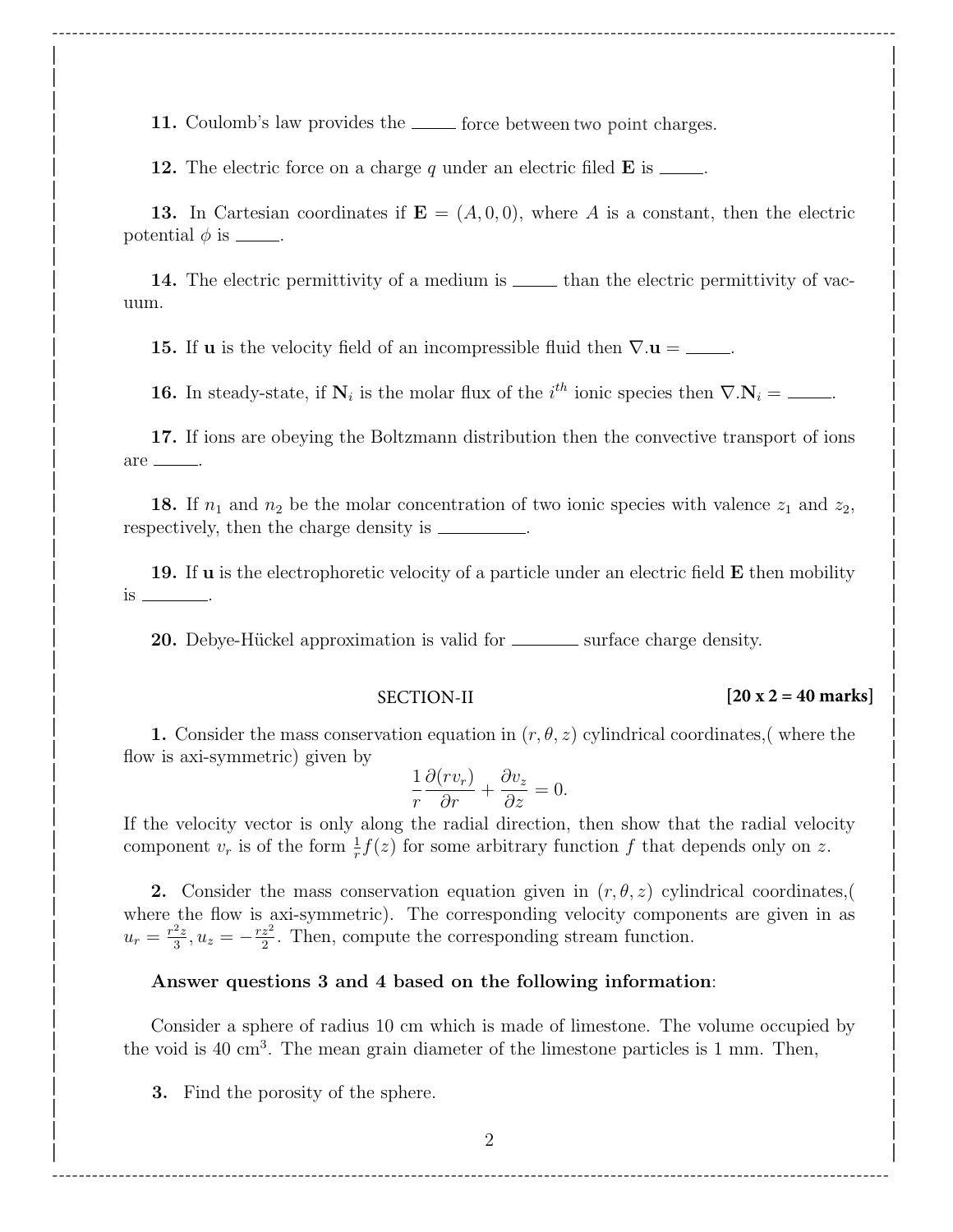**11.** Coulomb's law provides the _____ force between two point charges.

**12.** The electric force on a charge $q$ under an electric filed $\mathbf{E}$ is _____.

**13.** In Cartesian coordinates if $\mathbf{E} = (A, 0, 0)$, where $A$ is a constant, then the electric potential $\phi$ is _____.

**14.** The electric permittivity of a medium is _____ than the electric permittivity of vacuum.

**15.** If $\mathbf{u}$ is the velocity field of an incompressible fluid then $\nabla.\mathbf{u} =$ _____.

**16.** In steady-state, if $\mathbf{N}_i$ is the molar flux of the $i^{th}$ ionic species then $\nabla.\mathbf{N}_i =$ _____.

**17.** If ions are obeying the Boltzmann distribution then the convective transport of ions are _____.

**18.** If $n_1$ and $n_2$ be the molar concentration of two ionic species with valence $z_1$ and $z_2$, respectively, then the charge density is _________.

**19.** If $\mathbf{u}$ is the electrophoretic velocity of a particle under an electric field $\mathbf{E}$ then mobility is _______.

**20.** Debye-Hückel approximation is valid for _______ surface charge density.

## SECTION-II **[20 x 2 = 40 marks]**

**1.** Consider the mass conservation equation in $(r, \theta, z)$ cylindrical coordinates,( where the flow is axi-symmetric) given by

$$\frac{1}{r}\frac{\partial(rv_r)}{\partial r} + \frac{\partial v_z}{\partial z} = 0.$$

If the velocity vector is only along the radial direction, then show that the radial velocity component $v_r$ is of the form $\frac{1}{r}f(z)$ for some arbitrary function $f$ that depends only on $z$.

**2.** Consider the mass conservation equation given in $(r, \theta, z)$ cylindrical coordinates,( where the flow is axi-symmetric). The corresponding velocity components are given in as $u_r = \frac{r^2 z}{3}, u_z = -\frac{rz^2}{2}$. Then, compute the corresponding stream function.

**Answer questions 3 and 4 based on the following information**:

Consider a sphere of radius 10 cm which is made of limestone. The volume occupied by the void is 40 cm$^3$. The mean grain diameter of the limestone particles is 1 mm. Then,

**3.** Find the porosity of the sphere.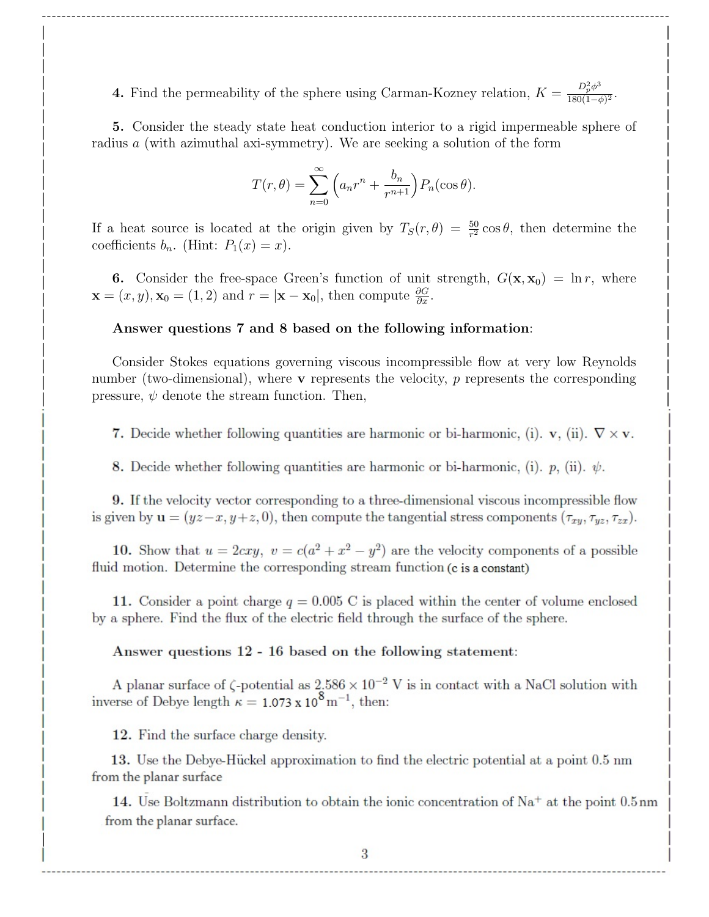**4.** Find the permeability of the sphere using Carman-Kozney relation, $K = \frac{D_p^2 \phi^3}{180(1-\phi)^2}$.

**5.** Consider the steady state heat conduction interior to a rigid impermeable sphere of radius $a$ (with azimuthal axi-symmetry). We are seeking a solution of the form

$$T(r,\theta) = \sum_{n=0}^{\infty} \left( a_n r^n + \frac{b_n}{r^{n+1}} \right) P_n(\cos\theta).$$

If a heat source is located at the origin given by $T_S(r,\theta) = \frac{50}{r^2}\cos\theta$, then determine the coefficients $b_n$. (Hint: $P_1(x) = x$).

**6.** Consider the free-space Green's function of unit strength, $G(\mathbf{x}, \mathbf{x}_0) = \ln r$, where $\mathbf{x} = (x, y)$, $\mathbf{x}_0 = (1, 2)$ and $r = |\mathbf{x} - \mathbf{x}_0|$, then compute $\frac{\partial G}{\partial x}$.

**Answer questions 7 and 8 based on the following information:**

Consider Stokes equations governing viscous incompressible flow at very low Reynolds number (two-dimensional), where $\mathbf{v}$ represents the velocity, $p$ represents the corresponding pressure, $\psi$ denote the stream function. Then,

**7.** Decide whether following quantities are harmonic or bi-harmonic, (i). $\mathbf{v}$, (ii). $\nabla \times \mathbf{v}$.

**8.** Decide whether following quantities are harmonic or bi-harmonic, (i). $p$, (ii). $\psi$.

**9.** If the velocity vector corresponding to a three-dimensional viscous incompressible flow is given by $\mathbf{u} = (yz - x, y + z, 0)$, then compute the tangential stress components $(\tau_{xy}, \tau_{yz}, \tau_{zx})$.

**10.** Show that $u = 2cxy$, $v = c(a^2 + x^2 - y^2)$ are the velocity components of a possible fluid motion. Determine the corresponding stream function (c is a constant)

**11.** Consider a point charge $q = 0.005$ C is placed within the center of volume enclosed by a sphere. Find the flux of the electric field through the surface of the sphere.

**Answer questions 12 - 16 based on the following statement:**

A planar surface of $\zeta$-potential as $2.586 \times 10^{-2}$ V is in contact with a NaCl solution with inverse of Debye length $\kappa = 1.073 \times 10^{8}\,\text{m}^{-1}$, then:

**12.** Find the surface charge density.

**13.** Use the Debye-Hückel approximation to find the electric potential at a point 0.5 nm from the planar surface

**14.** Use Boltzmann distribution to obtain the ionic concentration of $Na^+$ at the point 0.5 nm from the planar surface.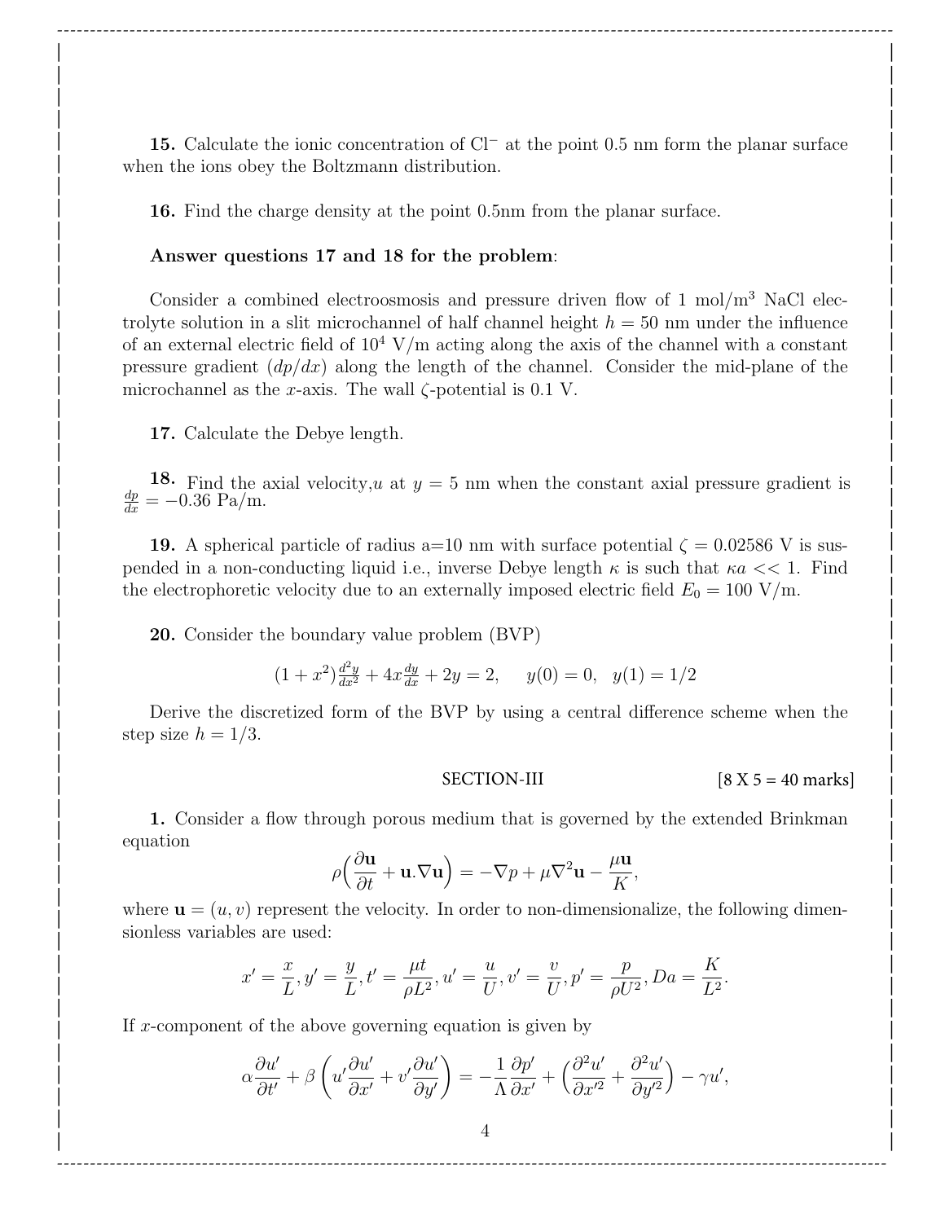**15.** Calculate the ionic concentration of $Cl^-$ at the point 0.5 nm form the planar surface when the ions obey the Boltzmann distribution.

**16.** Find the charge density at the point 0.5nm from the planar surface.

**Answer questions 17 and 18 for the problem**:

Consider a combined electroosmosis and pressure driven flow of 1 mol/m$^3$ NaCl electrolyte solution in a slit microchannel of half channel height $h = 50$ nm under the influence of an external electric field of $10^4$ V/m acting along the axis of the channel with a constant pressure gradient $(dp/dx)$ along the length of the channel. Consider the mid-plane of the microchannel as the $x$-axis. The wall $\zeta$-potential is 0.1 V.

**17.** Calculate the Debye length.

**18.** Find the axial velocity,$u$ at $y = 5$ nm when the constant axial pressure gradient is $\frac{dp}{dx} = -0.36$ Pa/m.

**19.** A spherical particle of radius a=10 nm with surface potential $\zeta = 0.02586$ V is suspended in a non-conducting liquid i.e., inverse Debye length $\kappa$ is such that $\kappa a << 1$. Find the electrophoretic velocity due to an externally imposed electric field $E_0 = 100$ V/m.

**20.** Consider the boundary value problem (BVP)

$$(1 + x^2)\frac{d^2y}{dx^2} + 4x\frac{dy}{dx} + 2y = 2, \quad y(0) = 0, \quad y(1) = 1/2$$

Derive the discretized form of the BVP by using a central difference scheme when the step size $h = 1/3$.

## SECTION-III [8 X 5 = 40 marks]

**1.** Consider a flow through porous medium that is governed by the extended Brinkman equation

$$\rho\Big(\frac{\partial \mathbf{u}}{\partial t} + \mathbf{u}.\nabla\mathbf{u}\Big) = -\nabla p + \mu\nabla^2\mathbf{u} - \frac{\mu\mathbf{u}}{K},$$

where $\mathbf{u} = (u, v)$ represent the velocity. In order to non-dimensionalize, the following dimensionless variables are used:

$$x' = \frac{x}{L}, y' = \frac{y}{L}, t' = \frac{\mu t}{\rho L^2}, u' = \frac{u}{U}, v' = \frac{v}{U}, p' = \frac{p}{\rho U^2}, Da = \frac{K}{L^2}.$$

If $x$-component of the above governing equation is given by

$$\alpha\frac{\partial u'}{\partial t'} + \beta\left(u'\frac{\partial u'}{\partial x'} + v'\frac{\partial u'}{\partial y'}\right) = -\frac{1}{\Lambda}\frac{\partial p'}{\partial x'} + \left(\frac{\partial^2 u'}{\partial x'^2} + \frac{\partial^2 u'}{\partial y'^2}\right) - \gamma u',$$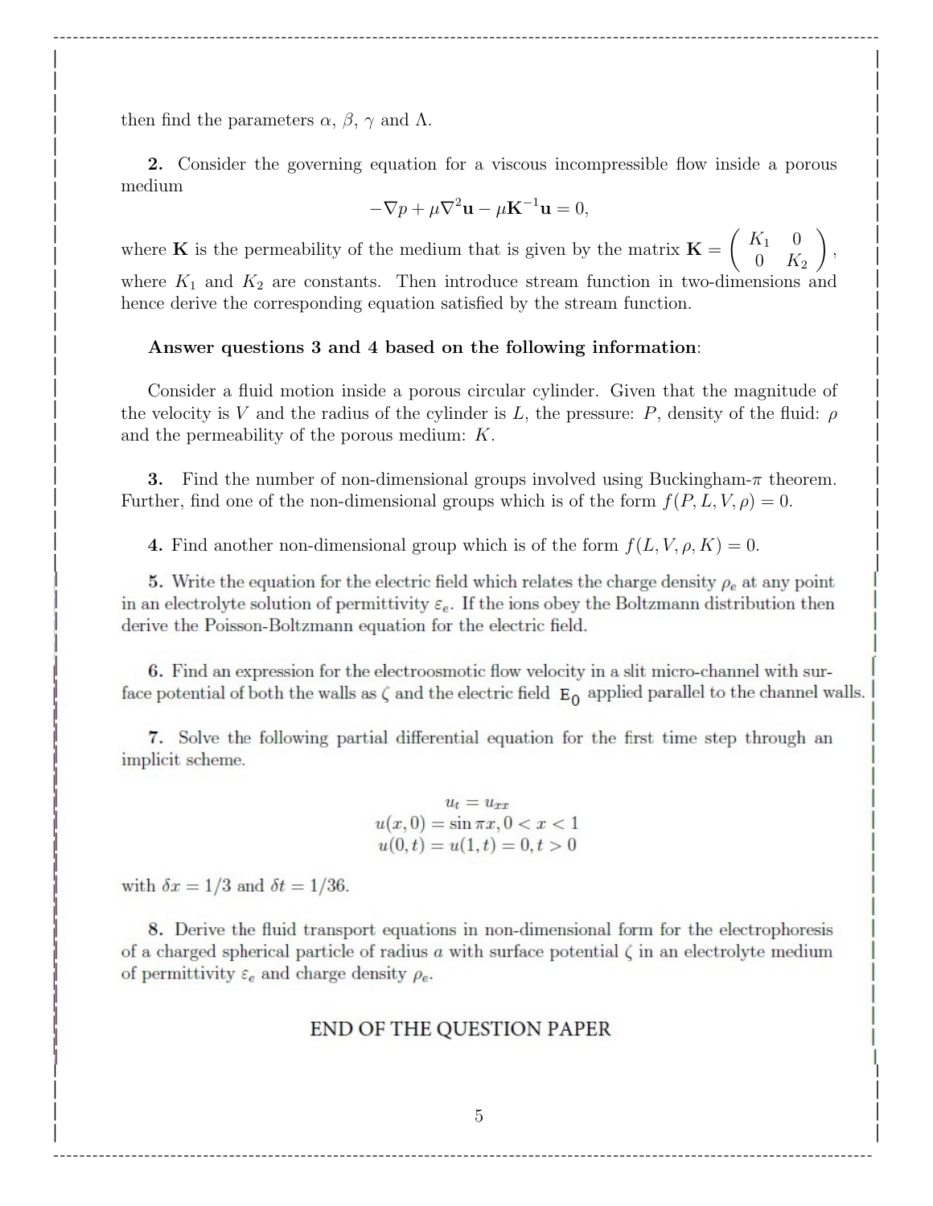then find the parameters $\alpha$, $\beta$, $\gamma$ and $\Lambda$.

**2.** Consider the governing equation for a viscous incompressible flow inside a porous medium

$$-\nabla p + \mu \nabla^2 \mathbf{u} - \mu \mathbf{K}^{-1}\mathbf{u} = 0,$$

where $\mathbf{K}$ is the permeability of the medium that is given by the matrix $\mathbf{K} = \begin{pmatrix} K_1 & 0 \\ 0 & K_2 \end{pmatrix}$, where $K_1$ and $K_2$ are constants. Then introduce stream function in two-dimensions and hence derive the corresponding equation satisfied by the stream function.

**Answer questions 3 and 4 based on the following information**:

Consider a fluid motion inside a porous circular cylinder. Given that the magnitude of the velocity is $V$ and the radius of the cylinder is $L$, the pressure: $P$, density of the fluid: $\rho$ and the permeability of the porous medium: $K$.

**3.** Find the number of non-dimensional groups involved using Buckingham-$\pi$ theorem. Further, find one of the non-dimensional groups which is of the form $f(P, L, V, \rho) = 0$.

**4.** Find another non-dimensional group which is of the form $f(L, V, \rho, K) = 0$.

**5.** Write the equation for the electric field which relates the charge density $\rho_e$ at any point in an electrolyte solution of permittivity $\varepsilon_e$. If the ions obey the Boltzmann distribution then derive the Poisson-Boltzmann equation for the electric field.

**6.** Find an expression for the electroosmotic flow velocity in a slit micro-channel with surface potential of both the walls as $\zeta$ and the electric field $\mathbf{E}_0$ applied parallel to the channel walls.

**7.** Solve the following partial differential equation for the first time step through an implicit scheme.

$$u_t = u_{xx}$$
$$u(x, 0) = \sin \pi x, 0 < x < 1$$
$$u(0, t) = u(1, t) = 0, t > 0$$

with $\delta x = 1/3$ and $\delta t = 1/36$.

**8.** Derive the fluid transport equations in non-dimensional form for the electrophoresis of a charged spherical particle of radius $a$ with surface potential $\zeta$ in an electrolyte medium of permittivity $\varepsilon_e$ and charge density $\rho_e$.

END OF THE QUESTION PAPER